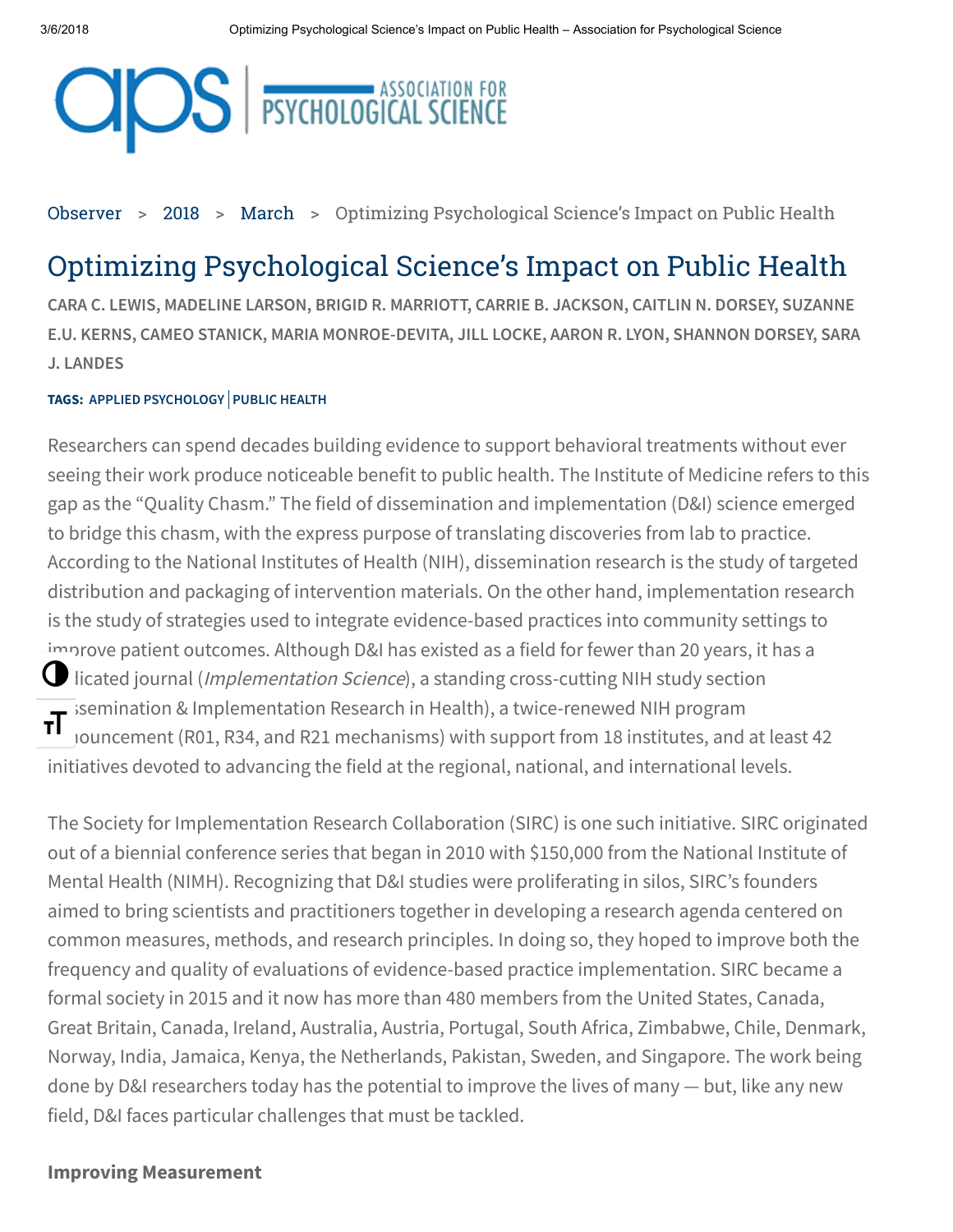Observer > 2018 > March > Optimizing Psychological Science's Impact on Public Health

# Optimizing Psychological Science's Impact on Public Health

CARA C. LEWIS, MADELINE LARSON, BRIGID R. MARRIOTT, CARRIE B. JACKSON, CAITLIN N. DORSEY, SUZANNE E.U. KERNS, CAMEO STANICK, MARIA MONROE-DEVITA, JILL LOCKE, AARON R. LYON, SHANNON DORSEY, SARA J. LANDES

**TAGS:** APPLIED PSYCHOLOGY | PUBLIC HEALTH

Researchers can spend decades building evidence to support behavioral treatments without ever seeing their work produce noticeable benefit to public health. The Institute of Medicine refers to this gap as the "Quality Chasm." The field of dissemination and implementation (D&I) science emerged to bridge this chasm, with the express purpose of translating discoveries from lab to practice. According to the National Institutes of Health (NIH), dissemination research is the study of targeted distribution and packaging of intervention materials. On the other hand, implementation research is the study of strategies used to integrate evidence-based practices into community settings to improve patient outcomes. Although D&I has existed as a field for fewer than 20 years, it has a dedicated journal (*Implementation Science*), a standing cross-cutting NIH study section (Dissemination & Implementation Research in Health), a twice-renewed NIH program announcement (R01, R34, and R21 mechanisms) with support from 18 institutes, and at least 42 initiatives devoted to advancing the field at the regional, national, and international levels.

The Society for Implementation Research Collaboration (SIRC) is one such initiative. SIRC originated out of a biennial conference series that began in 2010 with $150,000 from the National Institute of Mental Health (NIMH). Recognizing that D&I studies were proliferating in silos, SIRC's founders aimed to bring scientists and practitioners together in developing a research agenda centered on common measures, methods, and research principles. In doing so, they hoped to improve both the frequency and quality of evaluations of evidence-based practice implementation. SIRC became a formal society in 2015 and it now has more than 480 members from the United States, Canada, Great Britain, Canada, Ireland, Australia, Austria, Portugal, South Africa, Zimbabwe, Chile, Denmark, Norway, India, Jamaica, Kenya, the Netherlands, Pakistan, Sweden, and Singapore. The work being done by D&I researchers today has the potential to improve the lives of many — but, like any new field, D&I faces particular challenges that must be tackled.

**Improving Measurement**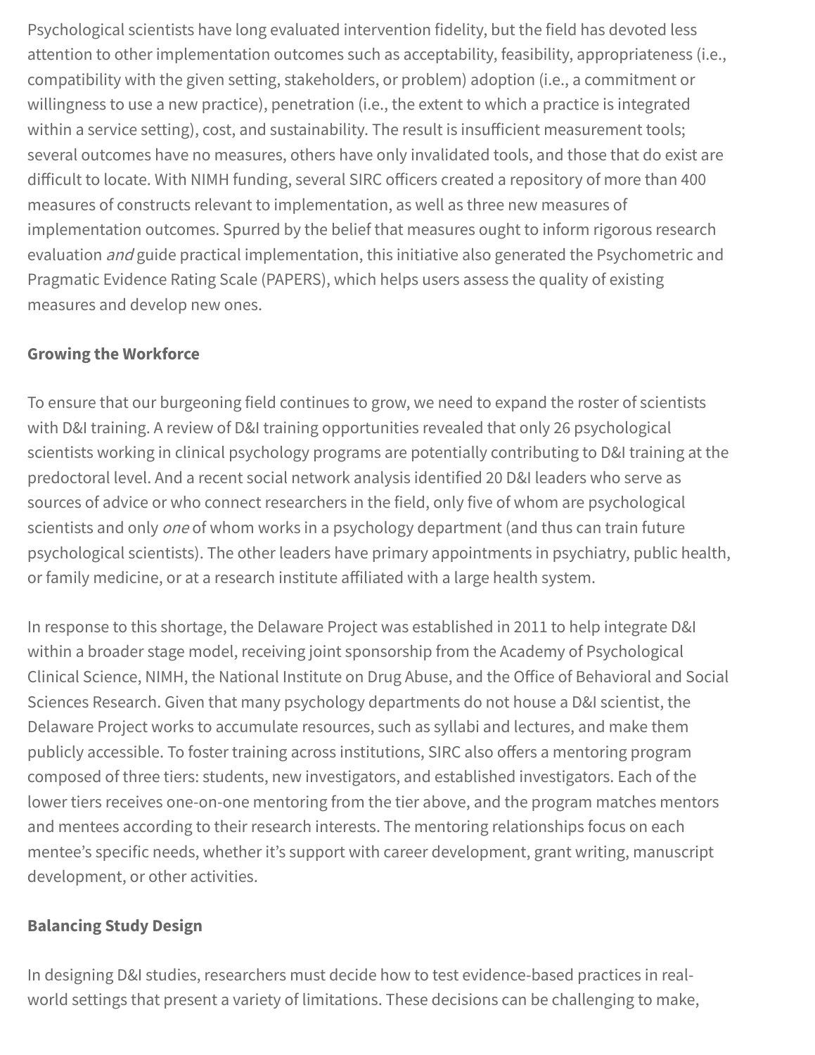Psychological scientists have long evaluated intervention fidelity, but the field has devoted less attention to other implementation outcomes such as acceptability, feasibility, appropriateness (i.e., compatibility with the given setting, stakeholders, or problem) adoption (i.e., a commitment or willingness to use a new practice), penetration (i.e., the extent to which a practice is integrated within a service setting), cost, and sustainability. The result is insufficient measurement tools; several outcomes have no measures, others have only invalidated tools, and those that do exist are difficult to locate. With NIMH funding, several SIRC officers created a repository of more than 400 measures of constructs relevant to implementation, as well as three new measures of implementation outcomes. Spurred by the belief that measures ought to inform rigorous research evaluation *and* guide practical implementation, this initiative also generated the Psychometric and Pragmatic Evidence Rating Scale (PAPERS), which helps users assess the quality of existing measures and develop new ones.

**Growing the Workforce**

To ensure that our burgeoning field continues to grow, we need to expand the roster of scientists with D&I training. A review of D&I training opportunities revealed that only 26 psychological scientists working in clinical psychology programs are potentially contributing to D&I training at the predoctoral level. And a recent social network analysis identified 20 D&I leaders who serve as sources of advice or who connect researchers in the field, only five of whom are psychological scientists and only *one* of whom works in a psychology department (and thus can train future psychological scientists). The other leaders have primary appointments in psychiatry, public health, or family medicine, or at a research institute affiliated with a large health system.

In response to this shortage, the Delaware Project was established in 2011 to help integrate D&I within a broader stage model, receiving joint sponsorship from the Academy of Psychological Clinical Science, NIMH, the National Institute on Drug Abuse, and the Office of Behavioral and Social Sciences Research. Given that many psychology departments do not house a D&I scientist, the Delaware Project works to accumulate resources, such as syllabi and lectures, and make them publicly accessible. To foster training across institutions, SIRC also offers a mentoring program composed of three tiers: students, new investigators, and established investigators. Each of the lower tiers receives one-on-one mentoring from the tier above, and the program matches mentors and mentees according to their research interests. The mentoring relationships focus on each mentee's specific needs, whether it's support with career development, grant writing, manuscript development, or other activities.

**Balancing Study Design**

In designing D&I studies, researchers must decide how to test evidence-based practices in real-world settings that present a variety of limitations. These decisions can be challenging to make,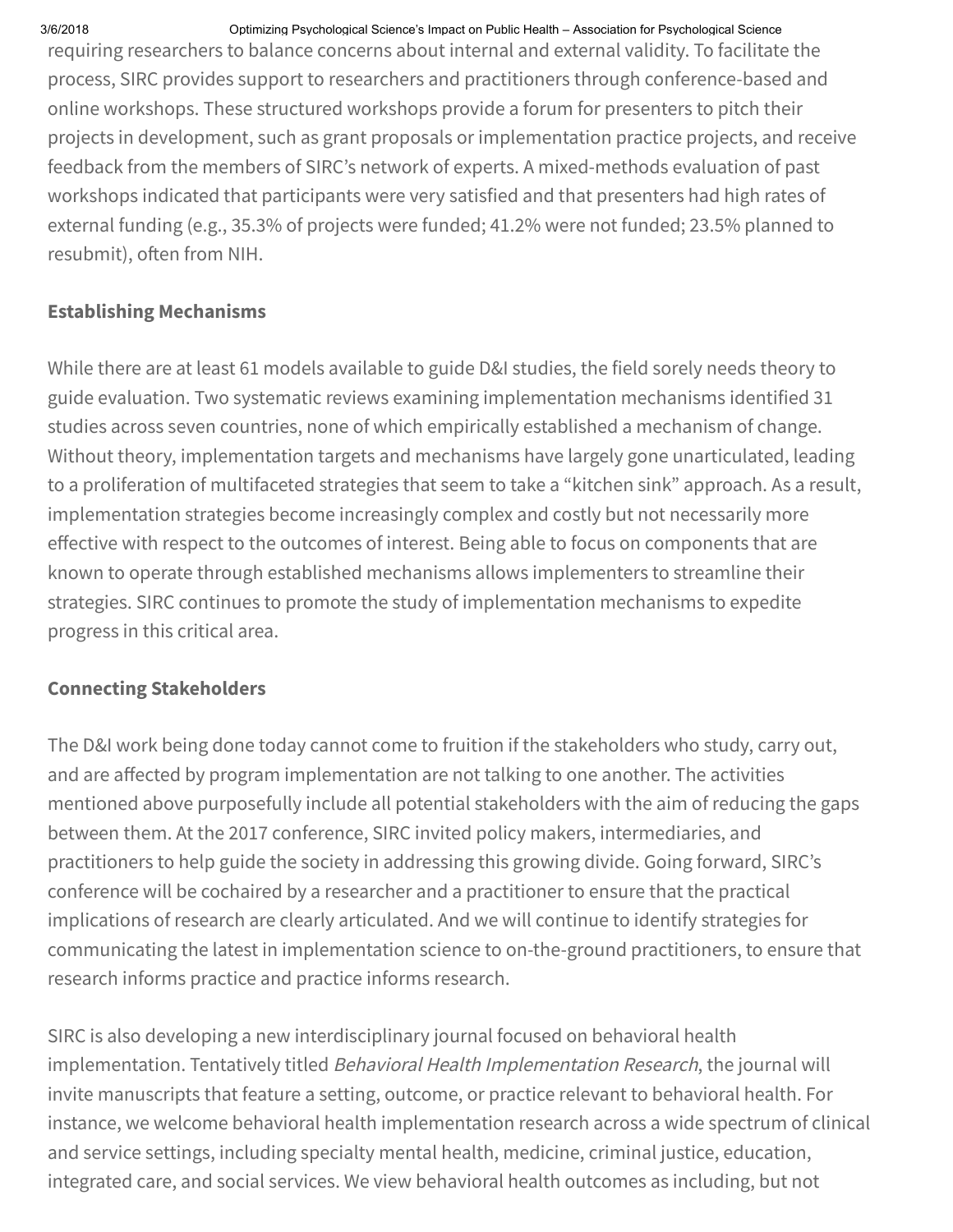requiring researchers to balance concerns about internal and external validity. To facilitate the process, SIRC provides support to researchers and practitioners through conference-based and online workshops. These structured workshops provide a forum for presenters to pitch their projects in development, such as grant proposals or implementation practice projects, and receive feedback from the members of SIRC's network of experts. A mixed-methods evaluation of past workshops indicated that participants were very satisfied and that presenters had high rates of external funding (e.g., 35.3% of projects were funded; 41.2% were not funded; 23.5% planned to resubmit), often from NIH.

**Establishing Mechanisms**

While there are at least 61 models available to guide D&I studies, the field sorely needs theory to guide evaluation. Two systematic reviews examining implementation mechanisms identified 31 studies across seven countries, none of which empirically established a mechanism of change. Without theory, implementation targets and mechanisms have largely gone unarticulated, leading to a proliferation of multifaceted strategies that seem to take a "kitchen sink" approach. As a result, implementation strategies become increasingly complex and costly but not necessarily more effective with respect to the outcomes of interest. Being able to focus on components that are known to operate through established mechanisms allows implementers to streamline their strategies. SIRC continues to promote the study of implementation mechanisms to expedite progress in this critical area.

**Connecting Stakeholders**

The D&I work being done today cannot come to fruition if the stakeholders who study, carry out, and are affected by program implementation are not talking to one another. The activities mentioned above purposefully include all potential stakeholders with the aim of reducing the gaps between them. At the 2017 conference, SIRC invited policy makers, intermediaries, and practitioners to help guide the society in addressing this growing divide. Going forward, SIRC's conference will be cochaired by a researcher and a practitioner to ensure that the practical implications of research are clearly articulated. And we will continue to identify strategies for communicating the latest in implementation science to on-the-ground practitioners, to ensure that research informs practice and practice informs research.

SIRC is also developing a new interdisciplinary journal focused on behavioral health implementation. Tentatively titled *Behavioral Health Implementation Research*, the journal will invite manuscripts that feature a setting, outcome, or practice relevant to behavioral health. For instance, we welcome behavioral health implementation research across a wide spectrum of clinical and service settings, including specialty mental health, medicine, criminal justice, education, integrated care, and social services. We view behavioral health outcomes as including, but not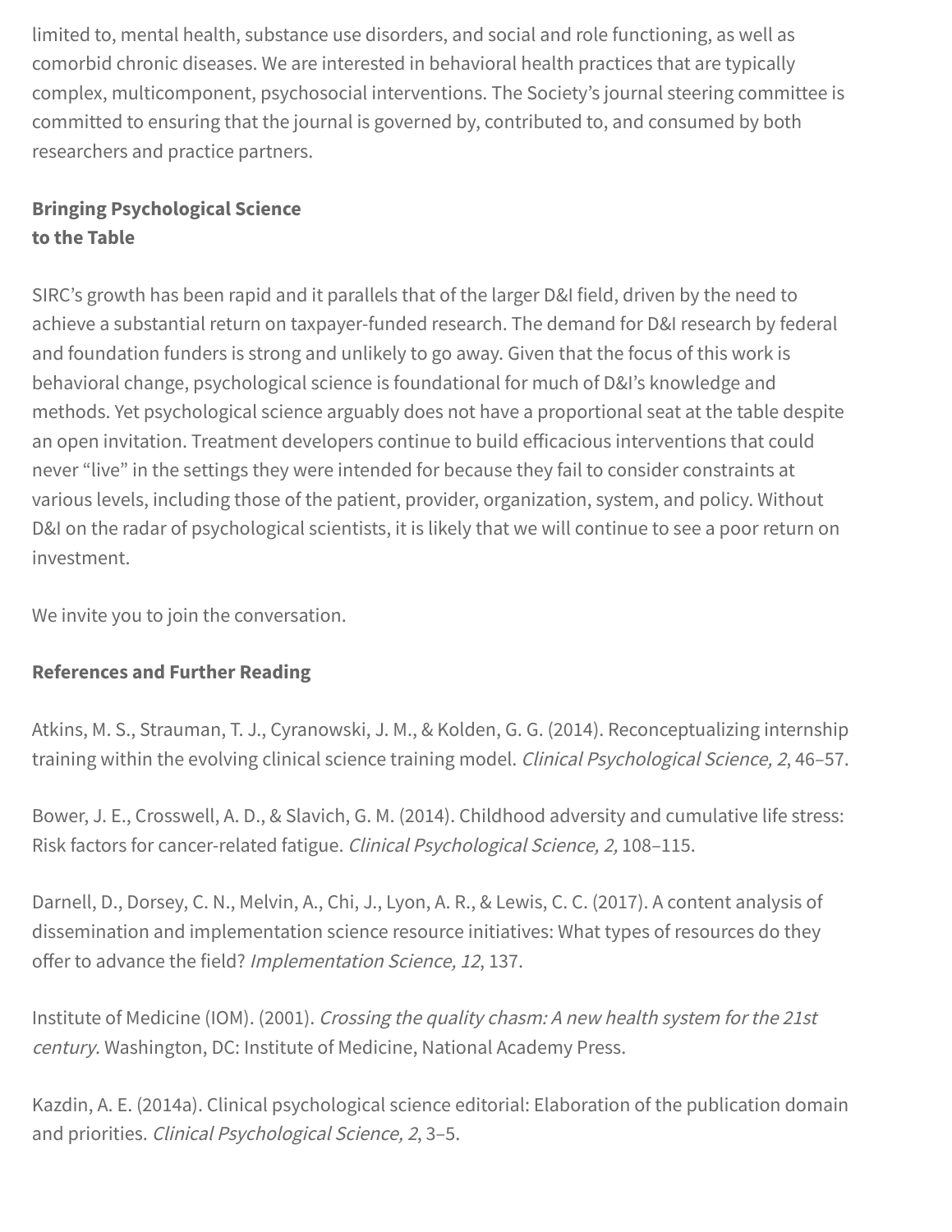limited to, mental health, substance use disorders, and social and role functioning, as well as comorbid chronic diseases. We are interested in behavioral health practices that are typically complex, multicomponent, psychosocial interventions. The Society's journal steering committee is committed to ensuring that the journal is governed by, contributed to, and consumed by both researchers and practice partners.

**Bringing Psychological Science to the Table**

SIRC's growth has been rapid and it parallels that of the larger D&I field, driven by the need to achieve a substantial return on taxpayer-funded research. The demand for D&I research by federal and foundation funders is strong and unlikely to go away. Given that the focus of this work is behavioral change, psychological science is foundational for much of D&I's knowledge and methods. Yet psychological science arguably does not have a proportional seat at the table despite an open invitation. Treatment developers continue to build efficacious interventions that could never "live" in the settings they were intended for because they fail to consider constraints at various levels, including those of the patient, provider, organization, system, and policy. Without D&I on the radar of psychological scientists, it is likely that we will continue to see a poor return on investment.

We invite you to join the conversation.

**References and Further Reading**

Atkins, M. S., Strauman, T. J., Cyranowski, J. M., & Kolden, G. G. (2014). Reconceptualizing internship training within the evolving clinical science training model. *Clinical Psychological Science, 2*, 46–57.

Bower, J. E., Crosswell, A. D., & Slavich, G. M. (2014). Childhood adversity and cumulative life stress: Risk factors for cancer-related fatigue. *Clinical Psychological Science, 2,* 108–115.

Darnell, D., Dorsey, C. N., Melvin, A., Chi, J., Lyon, A. R., & Lewis, C. C. (2017). A content analysis of dissemination and implementation science resource initiatives: What types of resources do they offer to advance the field? *Implementation Science, 12*, 137.

Institute of Medicine (IOM). (2001). *Crossing the quality chasm: A new health system for the 21st century*. Washington, DC: Institute of Medicine, National Academy Press.

Kazdin, A. E. (2014a). Clinical psychological science editorial: Elaboration of the publication domain and priorities. *Clinical Psychological Science, 2*, 3–5.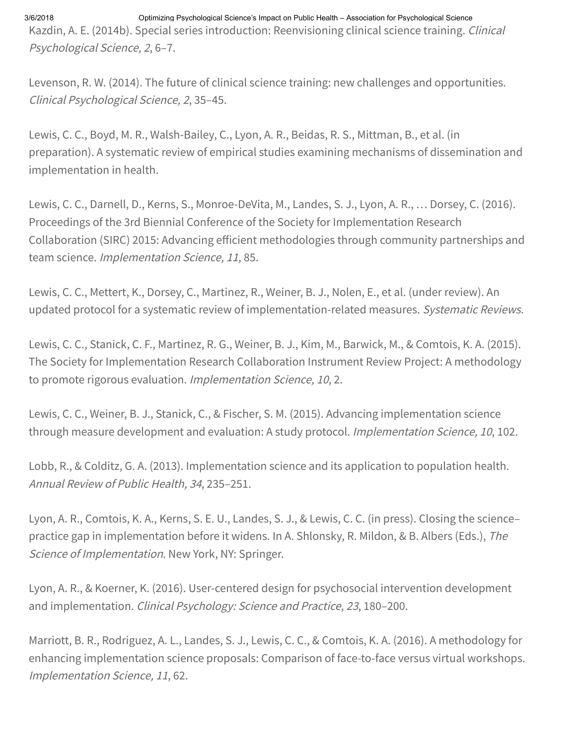Kazdin, A. E. (2014b). Special series introduction: Reenvisioning clinical science training. *Clinical Psychological Science, 2*, 6–7.

Levenson, R. W. (2014). The future of clinical science training: new challenges and opportunities. *Clinical Psychological Science, 2*, 35–45.

Lewis, C. C., Boyd, M. R., Walsh-Bailey, C., Lyon, A. R., Beidas, R. S., Mittman, B., et al. (in preparation). A systematic review of empirical studies examining mechanisms of dissemination and implementation in health.

Lewis, C. C., Darnell, D., Kerns, S., Monroe-DeVita, M., Landes, S. J., Lyon, A. R., … Dorsey, C. (2016). Proceedings of the 3rd Biennial Conference of the Society for Implementation Research Collaboration (SIRC) 2015: Advancing efficient methodologies through community partnerships and team science. *Implementation Science, 11*, 85.

Lewis, C. C., Mettert, K., Dorsey, C., Martinez, R., Weiner, B. J., Nolen, E., et al. (under review). An updated protocol for a systematic review of implementation-related measures. *Systematic Reviews*.

Lewis, C. C., Stanick, C. F., Martinez, R. G., Weiner, B. J., Kim, M., Barwick, M., & Comtois, K. A. (2015). The Society for Implementation Research Collaboration Instrument Review Project: A methodology to promote rigorous evaluation. *Implementation Science, 10*, 2.

Lewis, C. C., Weiner, B. J., Stanick, C., & Fischer, S. M. (2015). Advancing implementation science through measure development and evaluation: A study protocol. *Implementation Science, 10*, 102.

Lobb, R., & Colditz, G. A. (2013). Implementation science and its application to population health. *Annual Review of Public Health, 34*, 235–251.

Lyon, A. R., Comtois, K. A., Kerns, S. E. U., Landes, S. J., & Lewis, C. C. (in press). Closing the science–practice gap in implementation before it widens. In A. Shlonsky, R. Mildon, & B. Albers (Eds.), *The Science of Implementation*. New York, NY: Springer.

Lyon, A. R., & Koerner, K. (2016). User-centered design for psychosocial intervention development and implementation. *Clinical Psychology: Science and Practice*, *23*, 180–200.

Marriott, B. R., Rodriguez, A. L., Landes, S. J., Lewis, C. C., & Comtois, K. A. (2016). A methodology for enhancing implementation science proposals: Comparison of face-to-face versus virtual workshops. *Implementation Science, 11*, 62.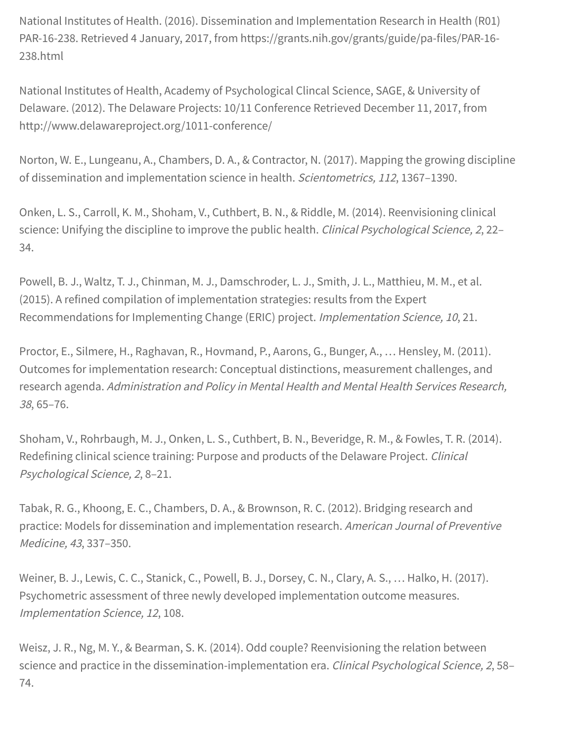National Institutes of Health. (2016). Dissemination and Implementation Research in Health (R01) PAR-16-238. Retrieved 4 January, 2017, from https://grants.nih.gov/grants/guide/pa-files/PAR-16-238.html

National Institutes of Health, Academy of Psychological Clincal Science, SAGE, & University of Delaware. (2012). The Delaware Projects: 10/11 Conference Retrieved December 11, 2017, from http://www.delawareproject.org/1011-conference/

Norton, W. E., Lungeanu, A., Chambers, D. A., & Contractor, N. (2017). Mapping the growing discipline of dissemination and implementation science in health. *Scientometrics, 112*, 1367–1390.

Onken, L. S., Carroll, K. M., Shoham, V., Cuthbert, B. N., & Riddle, M. (2014). Reenvisioning clinical science: Unifying the discipline to improve the public health. *Clinical Psychological Science, 2*, 22–34.

Powell, B. J., Waltz, T. J., Chinman, M. J., Damschroder, L. J., Smith, J. L., Matthieu, M. M., et al. (2015). A refined compilation of implementation strategies: results from the Expert Recommendations for Implementing Change (ERIC) project. *Implementation Science, 10*, 21.

Proctor, E., Silmere, H., Raghavan, R., Hovmand, P., Aarons, G., Bunger, A., … Hensley, M. (2011). Outcomes for implementation research: Conceptual distinctions, measurement challenges, and research agenda. *Administration and Policy in Mental Health and Mental Health Services Research, 38*, 65–76.

Shoham, V., Rohrbaugh, M. J., Onken, L. S., Cuthbert, B. N., Beveridge, R. M., & Fowles, T. R. (2014). Redefining clinical science training: Purpose and products of the Delaware Project. *Clinical Psychological Science, 2*, 8–21.

Tabak, R. G., Khoong, E. C., Chambers, D. A., & Brownson, R. C. (2012). Bridging research and practice: Models for dissemination and implementation research. *American Journal of Preventive Medicine, 43*, 337–350.

Weiner, B. J., Lewis, C. C., Stanick, C., Powell, B. J., Dorsey, C. N., Clary, A. S., … Halko, H. (2017). Psychometric assessment of three newly developed implementation outcome measures. *Implementation Science, 12*, 108.

Weisz, J. R., Ng, M. Y., & Bearman, S. K. (2014). Odd couple? Reenvisioning the relation between science and practice in the dissemination-implementation era. *Clinical Psychological Science, 2*, 58–74.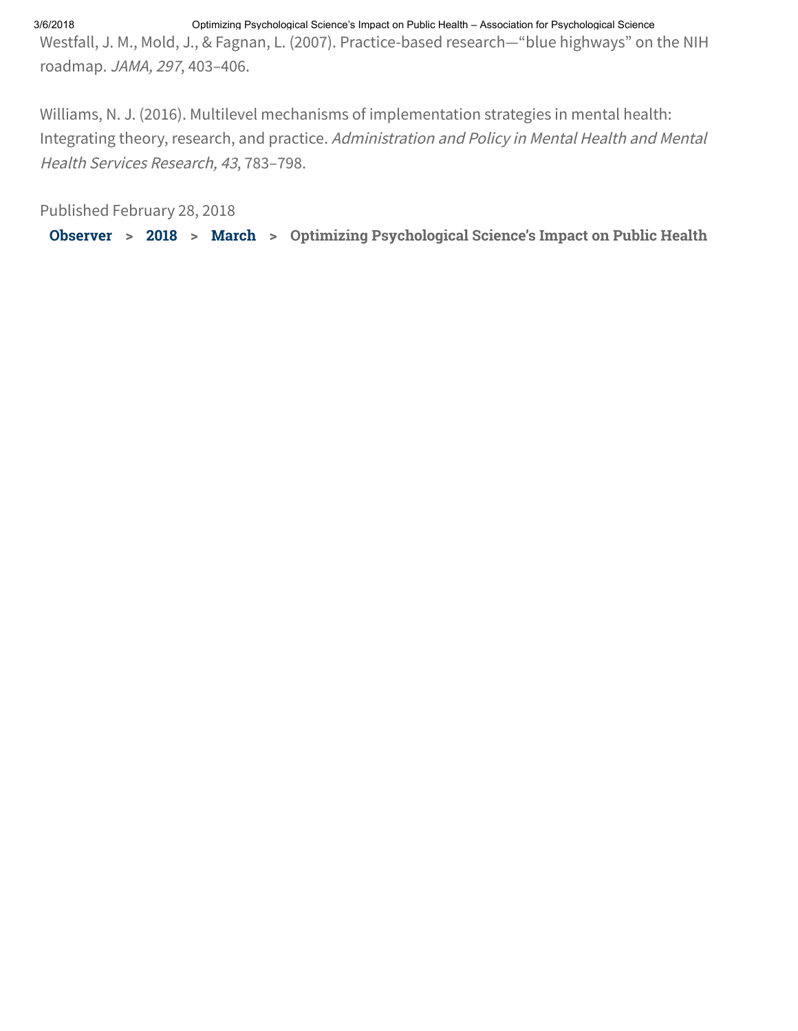Westfall, J. M., Mold, J., & Fagnan, L. (2007). Practice-based research—“blue highways” on the NIH roadmap. *JAMA, 297*, 403–406.

Williams, N. J. (2016). Multilevel mechanisms of implementation strategies in mental health: Integrating theory, research, and practice. *Administration and Policy in Mental Health and Mental Health Services Research, 43*, 783–798.

Published February 28, 2018

**Observer > 2018 > March > Optimizing Psychological Science's Impact on Public Health**